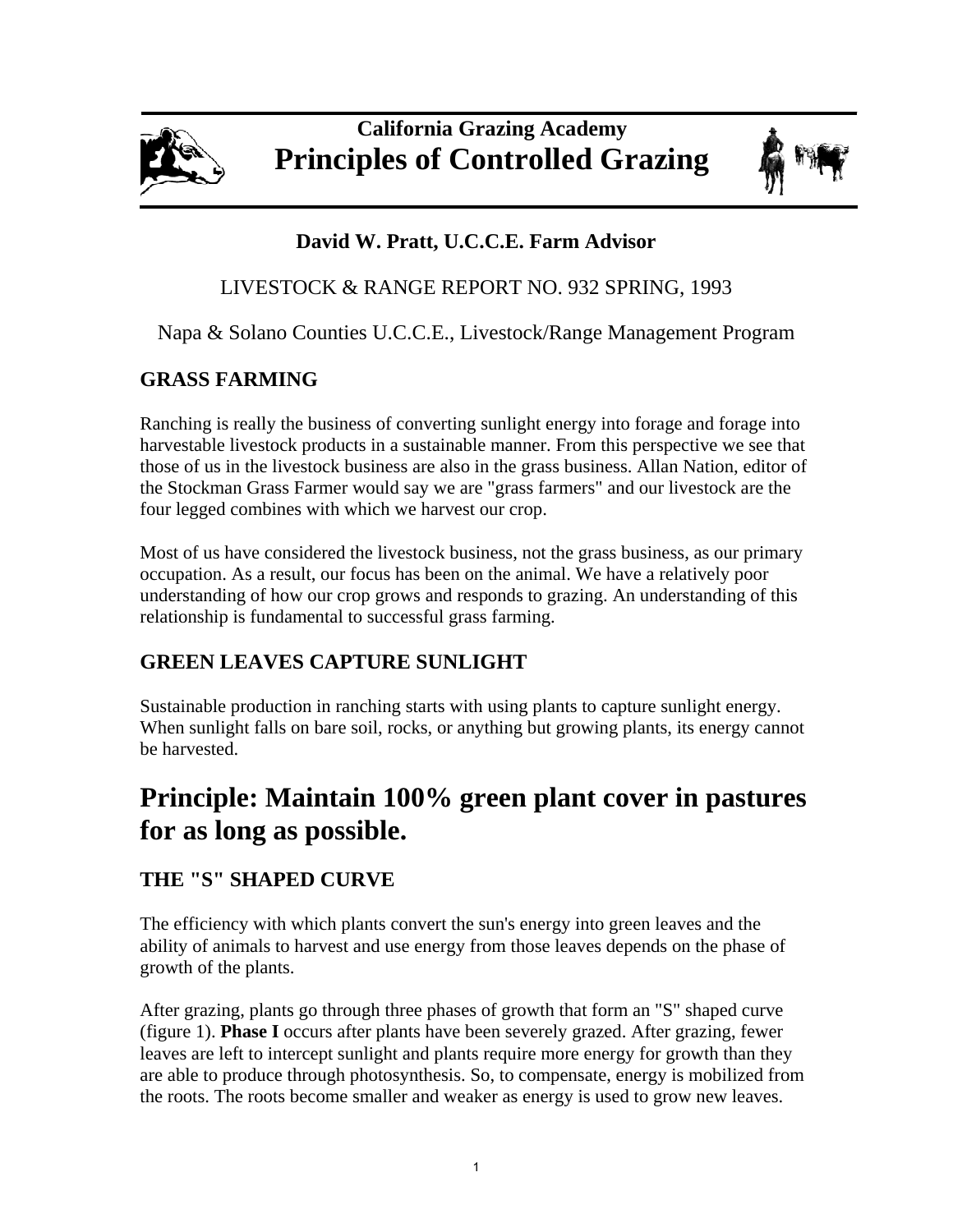California Grazing Academy

# Principles of Controlled Grazing

**David W. Pratt, U.C.C.E. Farm Advisor**

LIVESTOCK & RANGE REPORT NO. 932 SPRING, 1993

Napa & Solano Counties U.C.C.E., Livestock/Range Management Program

## GRASS FARMING

Ranching is really the business of converting sunlight energy into forage and forage into harvestable livestock products in a sustainable manner. From this perspective we see that those of us in the livestock business are also in the grass business. Allan Nation, editor of the Stockman Grass Farmer would say we are "grass farmers" and our livestock are the four legged combines with which we harvest our crop.

Most of us have considered the livestock business, not the grass business, as our primary occupation. As a result, our focus has been on the animal. We have a relatively poor understanding of how our crop grows and responds to grazing. An understanding of this relationship is fundamental to successful grass farming.

## GREEN LEAVES CAPTURE SUNLIGHT

Sustainable production in ranching starts with using plants to capture sunlight energy. When sunlight falls on bare soil, rocks, or anything but growing plants, its energy cannot be harvested.

# Principle: Maintain 100% green plant cover in pastures for as long as possible.

## THE "S" SHAPED CURVE

The efficiency with which plants convert the sun's energy into green leaves and the ability of animals to harvest and use energy from those leaves depends on the phase of growth of the plants.

After grazing, plants go through three phases of growth that form an "S" shaped curve (figure 1). **Phase I** occurs after plants have been severely grazed. After grazing, fewer leaves are left to intercept sunlight and plants require more energy for growth than they are able to produce through photosynthesis. So, to compensate, energy is mobilized from the roots. The roots become smaller and weaker as energy is used to grow new leaves.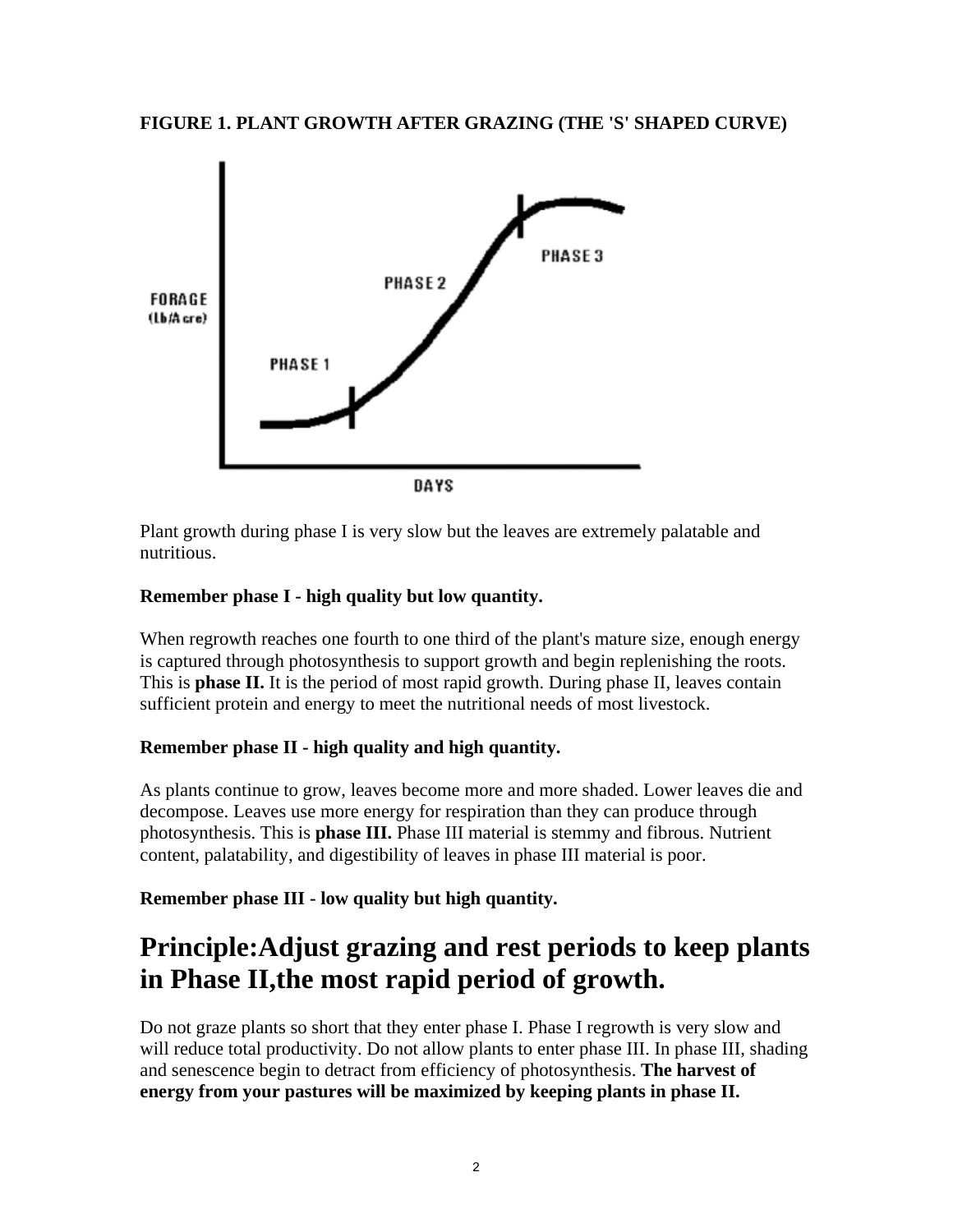**FIGURE 1. PLANT GROWTH AFTER GRAZING (THE 'S' SHAPED CURVE)**

Plant growth during phase I is very slow but the leaves are extremely palatable and nutritious.

**Remember phase I - high quality but low quantity.**

When regrowth reaches one fourth to one third of the plant's mature size, enough energy is captured through photosynthesis to support growth and begin replenishing the roots. This is **phase II.** It is the period of most rapid growth. During phase II, leaves contain sufficient protein and energy to meet the nutritional needs of most livestock.

**Remember phase II - high quality and high quantity.**

As plants continue to grow, leaves become more and more shaded. Lower leaves die and decompose. Leaves use more energy for respiration than they can produce through photosynthesis. This is **phase III.** Phase III material is stemmy and fibrous. Nutrient content, palatability, and digestibility of leaves in phase III material is poor.

**Remember phase III - low quality but high quantity.**

## Principle:Adjust grazing and rest periods to keep plants in Phase II,the most rapid period of growth.

Do not graze plants so short that they enter phase I. Phase I regrowth is very slow and will reduce total productivity. Do not allow plants to enter phase III. In phase III, shading and senescence begin to detract from efficiency of photosynthesis. **The harvest of energy from your pastures will be maximized by keeping plants in phase II.**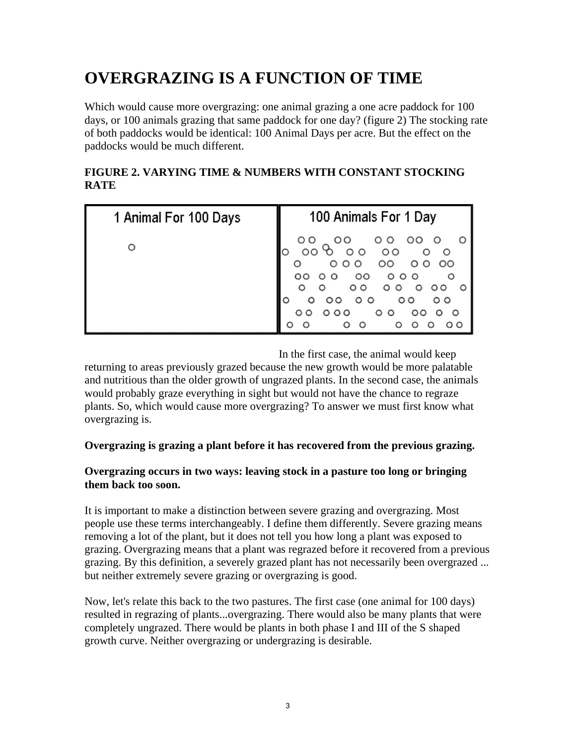# OVERGRAZING IS A FUNCTION OF TIME

Which would cause more overgrazing: one animal grazing a one acre paddock for 100 days, or 100 animals grazing that same paddock for one day? (figure 2) The stocking rate of both paddocks would be identical: 100 Animal Days per acre. But the effect on the paddocks would be much different.

**FIGURE 2. VARYING TIME & NUMBERS WITH CONSTANT STOCKING RATE**

| 1 Animal For 100 Days | 100 Animals For 1 Day |
| --- | --- |

In the first case, the animal would keep returning to areas previously grazed because the new growth would be more palatable and nutritious than the older growth of ungrazed plants. In the second case, the animals would probably graze everything in sight but would not have the chance to regraze plants. So, which would cause more overgrazing? To answer we must first know what overgrazing is.

**Overgrazing is grazing a plant before it has recovered from the previous grazing.**

**Overgrazing occurs in two ways: leaving stock in a pasture too long or bringing them back too soon.**

It is important to make a distinction between severe grazing and overgrazing. Most people use these terms interchangeably. I define them differently. Severe grazing means removing a lot of the plant, but it does not tell you how long a plant was exposed to grazing. Overgrazing means that a plant was regrazed before it recovered from a previous grazing. By this definition, a severely grazed plant has not necessarily been overgrazed ... but neither extremely severe grazing or overgrazing is good.

Now, let's relate this back to the two pastures. The first case (one animal for 100 days) resulted in regrazing of plants...overgrazing. There would also be many plants that were completely ungrazed. There would be plants in both phase I and III of the S shaped growth curve. Neither overgrazing or undergrazing is desirable.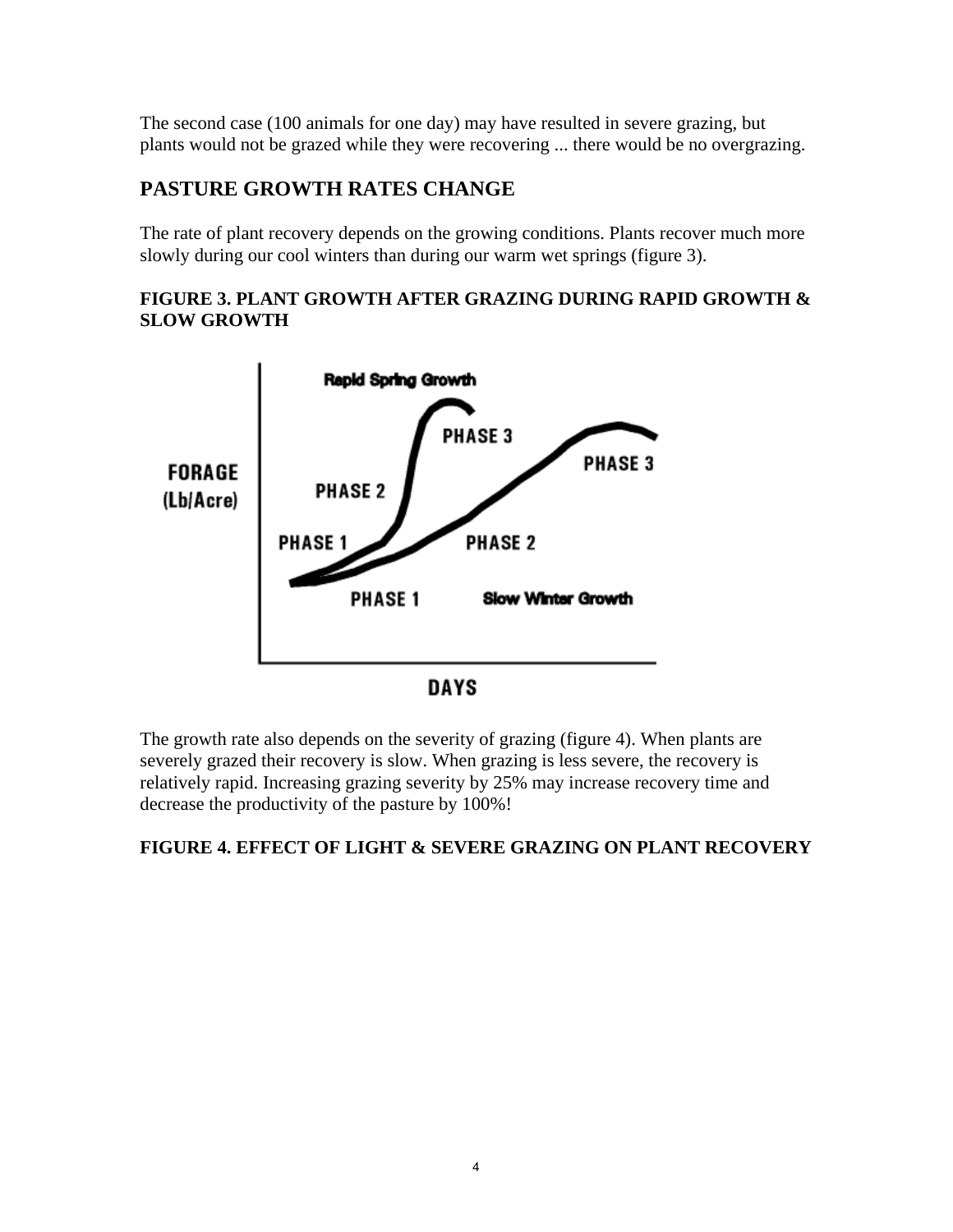The second case (100 animals for one day) may have resulted in severe grazing, but plants would not be grazed while they were recovering ... there would be no overgrazing.

## PASTURE GROWTH RATES CHANGE

The rate of plant recovery depends on the growing conditions. Plants recover much more slowly during our cool winters than during our warm wet springs (figure 3).

**FIGURE 3. PLANT GROWTH AFTER GRAZING DURING RAPID GROWTH & SLOW GROWTH**

The growth rate also depends on the severity of grazing (figure 4). When plants are severely grazed their recovery is slow. When grazing is less severe, the recovery is relatively rapid. Increasing grazing severity by 25% may increase recovery time and decrease the productivity of the pasture by 100%!

**FIGURE 4. EFFECT OF LIGHT & SEVERE GRAZING ON PLANT RECOVERY**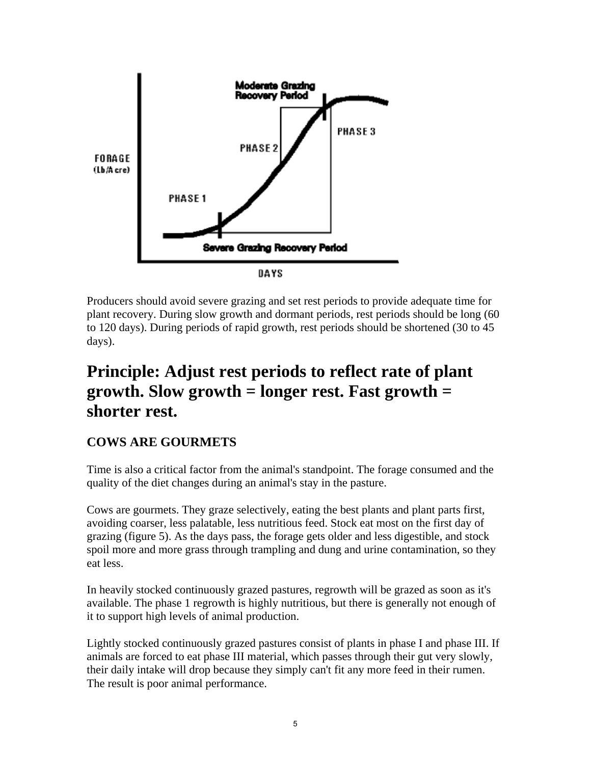Producers should avoid severe grazing and set rest periods to provide adequate time for plant recovery. During slow growth and dormant periods, rest periods should be long (60 to 120 days). During periods of rapid growth, rest periods should be shortened (30 to 45 days).

## Principle: Adjust rest periods to reflect rate of plant growth. Slow growth = longer rest. Fast growth = shorter rest.

### COWS ARE GOURMETS

Time is also a critical factor from the animal's standpoint. The forage consumed and the quality of the diet changes during an animal's stay in the pasture.

Cows are gourmets. They graze selectively, eating the best plants and plant parts first, avoiding coarser, less palatable, less nutritious feed. Stock eat most on the first day of grazing (figure 5). As the days pass, the forage gets older and less digestible, and stock spoil more and more grass through trampling and dung and urine contamination, so they eat less.

In heavily stocked continuously grazed pastures, regrowth will be grazed as soon as it's available. The phase 1 regrowth is highly nutritious, but there is generally not enough of it to support high levels of animal production.

Lightly stocked continuously grazed pastures consist of plants in phase I and phase III. If animals are forced to eat phase III material, which passes through their gut very slowly, their daily intake will drop because they simply can't fit any more feed in their rumen. The result is poor animal performance.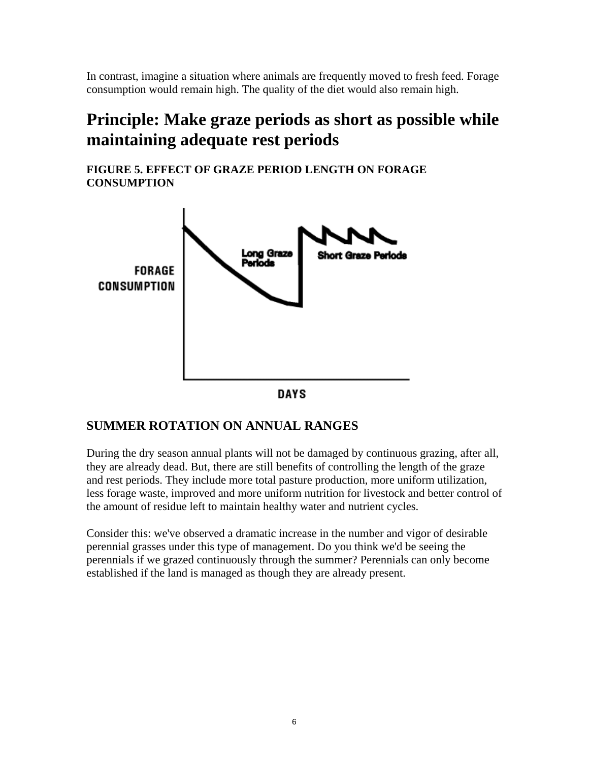In contrast, imagine a situation where animals are frequently moved to fresh feed. Forage consumption would remain high. The quality of the diet would also remain high.

# Principle: Make graze periods as short as possible while maintaining adequate rest periods

**FIGURE 5. EFFECT OF GRAZE PERIOD LENGTH ON FORAGE CONSUMPTION**

## SUMMER ROTATION ON ANNUAL RANGES

During the dry season annual plants will not be damaged by continuous grazing, after all, they are already dead. But, there are still benefits of controlling the length of the graze and rest periods. They include more total pasture production, more uniform utilization, less forage waste, improved and more uniform nutrition for livestock and better control of the amount of residue left to maintain healthy water and nutrient cycles.

Consider this: we've observed a dramatic increase in the number and vigor of desirable perennial grasses under this type of management. Do you think we'd be seeing the perennials if we grazed continuously through the summer? Perennials can only become established if the land is managed as though they are already present.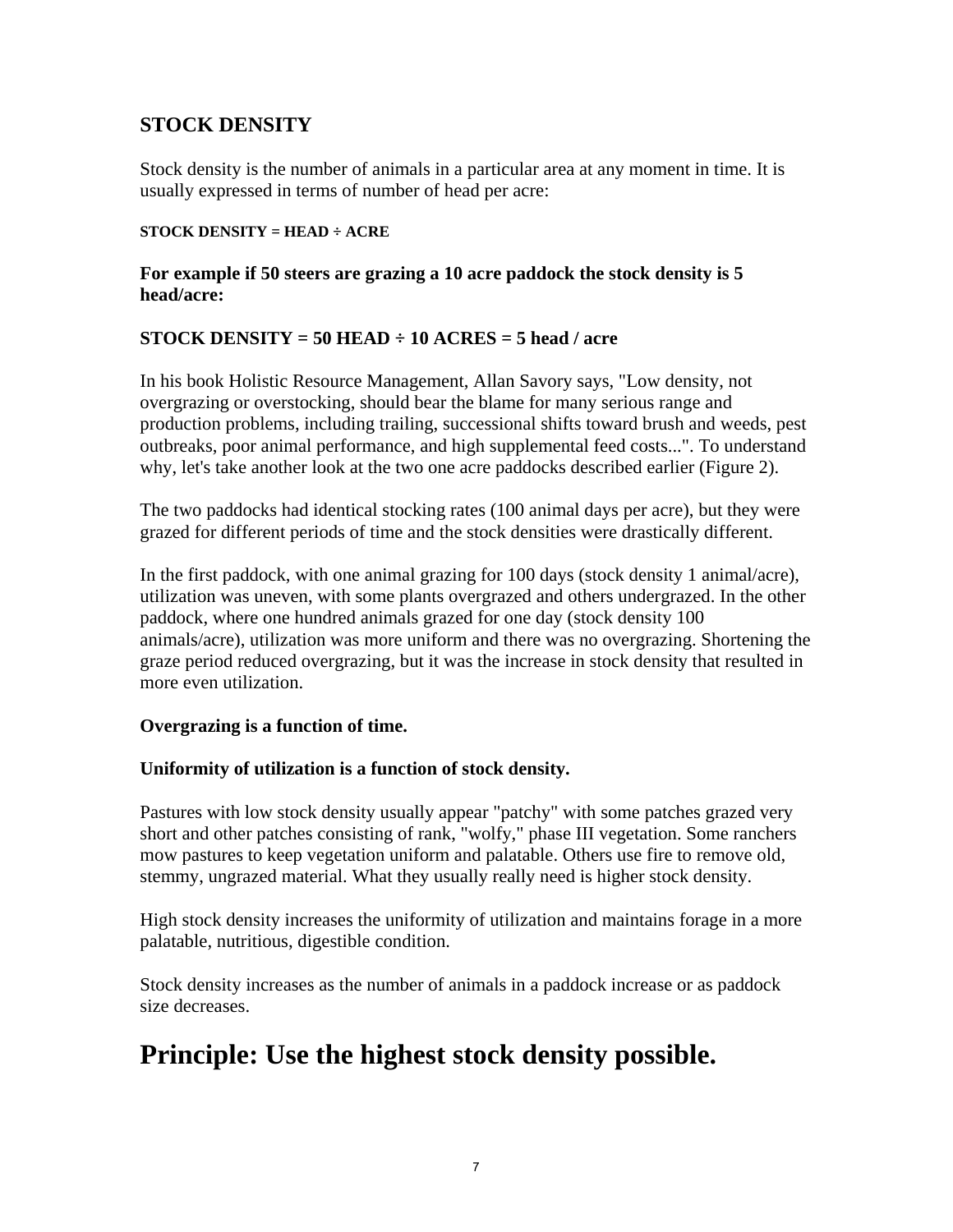## STOCK DENSITY

Stock density is the number of animals in a particular area at any moment in time. It is usually expressed in terms of number of head per acre:

**STOCK DENSITY = HEAD ÷ ACRE**

**For example if 50 steers are grazing a 10 acre paddock the stock density is 5 head/acre:**

**STOCK DENSITY = 50 HEAD ÷ 10 ACRES = 5 head / acre**

In his book Holistic Resource Management, Allan Savory says, "Low density, not overgrazing or overstocking, should bear the blame for many serious range and production problems, including trailing, successional shifts toward brush and weeds, pest outbreaks, poor animal performance, and high supplemental feed costs...". To understand why, let's take another look at the two one acre paddocks described earlier (Figure 2).

The two paddocks had identical stocking rates (100 animal days per acre), but they were grazed for different periods of time and the stock densities were drastically different.

In the first paddock, with one animal grazing for 100 days (stock density 1 animal/acre), utilization was uneven, with some plants overgrazed and others undergrazed. In the other paddock, where one hundred animals grazed for one day (stock density 100 animals/acre), utilization was more uniform and there was no overgrazing. Shortening the graze period reduced overgrazing, but it was the increase in stock density that resulted in more even utilization.

**Overgrazing is a function of time.**

**Uniformity of utilization is a function of stock density.**

Pastures with low stock density usually appear "patchy" with some patches grazed very short and other patches consisting of rank, "wolfy," phase III vegetation. Some ranchers mow pastures to keep vegetation uniform and palatable. Others use fire to remove old, stemmy, ungrazed material. What they usually really need is higher stock density.

High stock density increases the uniformity of utilization and maintains forage in a more palatable, nutritious, digestible condition.

Stock density increases as the number of animals in a paddock increase or as paddock size decreases.

# Principle: Use the highest stock density possible.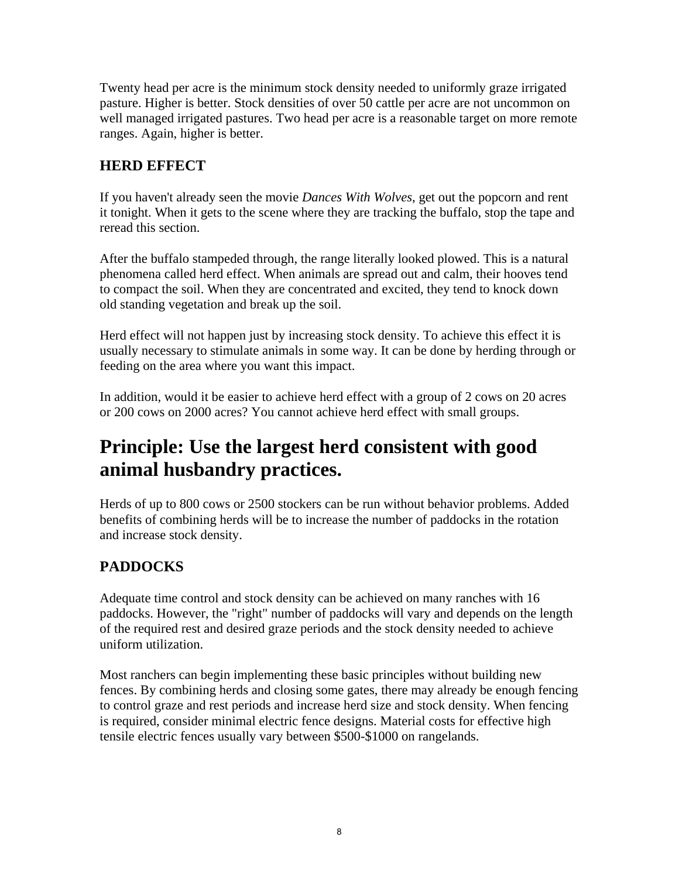Twenty head per acre is the minimum stock density needed to uniformly graze irrigated pasture. Higher is better. Stock densities of over 50 cattle per acre are not uncommon on well managed irrigated pastures. Two head per acre is a reasonable target on more remote ranges. Again, higher is better.

### HERD EFFECT

If you haven't already seen the movie *Dances With Wolves*, get out the popcorn and rent it tonight. When it gets to the scene where they are tracking the buffalo, stop the tape and reread this section.

After the buffalo stampeded through, the range literally looked plowed. This is a natural phenomena called herd effect. When animals are spread out and calm, their hooves tend to compact the soil. When they are concentrated and excited, they tend to knock down old standing vegetation and break up the soil.

Herd effect will not happen just by increasing stock density. To achieve this effect it is usually necessary to stimulate animals in some way. It can be done by herding through or feeding on the area where you want this impact.

In addition, would it be easier to achieve herd effect with a group of 2 cows on 20 acres or 200 cows on 2000 acres? You cannot achieve herd effect with small groups.

## Principle: Use the largest herd consistent with good animal husbandry practices.

Herds of up to 800 cows or 2500 stockers can be run without behavior problems. Added benefits of combining herds will be to increase the number of paddocks in the rotation and increase stock density.

### PADDOCKS

Adequate time control and stock density can be achieved on many ranches with 16 paddocks. However, the "right" number of paddocks will vary and depends on the length of the required rest and desired graze periods and the stock density needed to achieve uniform utilization.

Most ranchers can begin implementing these basic principles without building new fences. By combining herds and closing some gates, there may already be enough fencing to control graze and rest periods and increase herd size and stock density. When fencing is required, consider minimal electric fence designs. Material costs for effective high tensile electric fences usually vary between $500-$1000 on rangelands.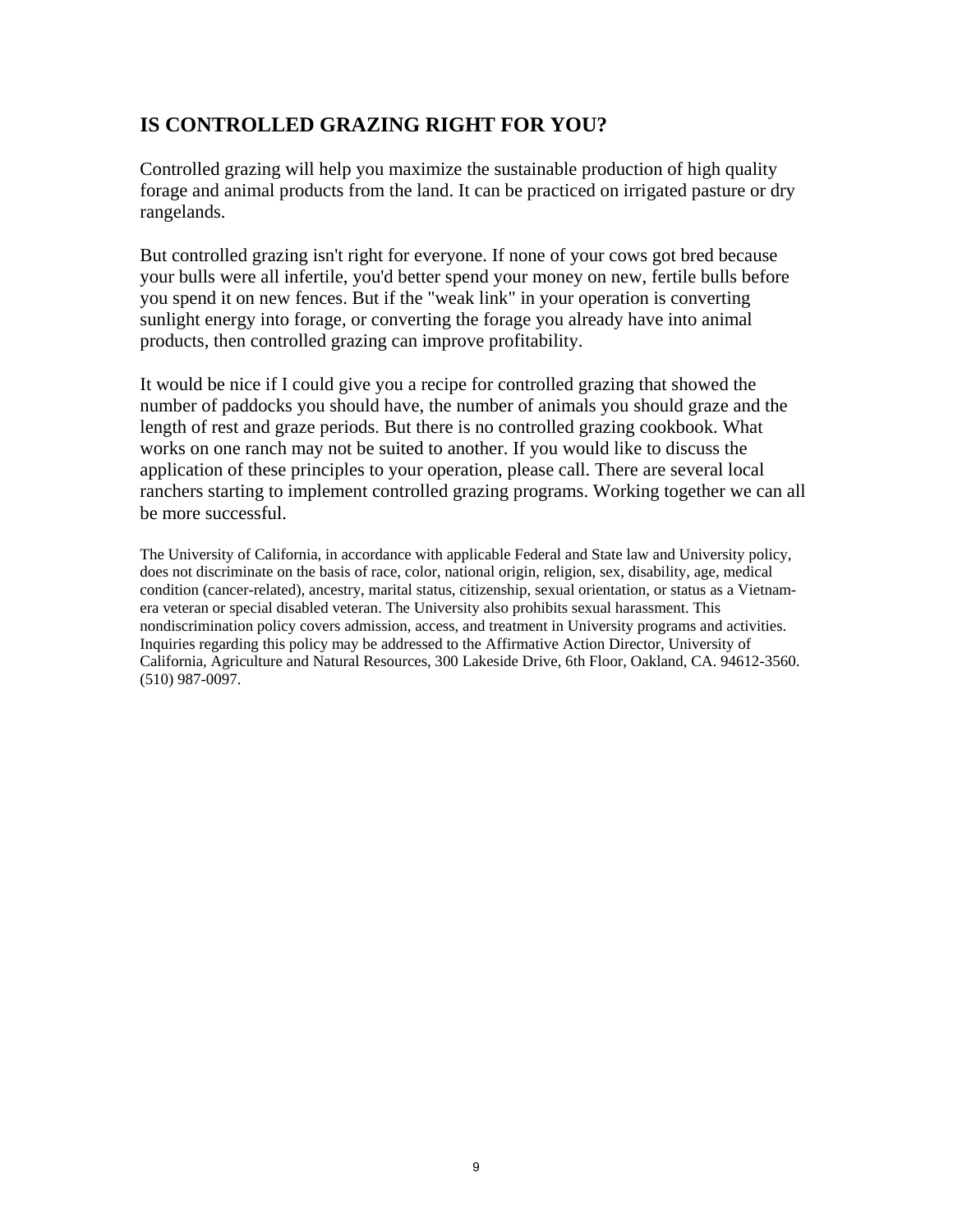## IS CONTROLLED GRAZING RIGHT FOR YOU?

Controlled grazing will help you maximize the sustainable production of high quality forage and animal products from the land. It can be practiced on irrigated pasture or dry rangelands.

But controlled grazing isn't right for everyone. If none of your cows got bred because your bulls were all infertile, you'd better spend your money on new, fertile bulls before you spend it on new fences. But if the "weak link" in your operation is converting sunlight energy into forage, or converting the forage you already have into animal products, then controlled grazing can improve profitability.

It would be nice if I could give you a recipe for controlled grazing that showed the number of paddocks you should have, the number of animals you should graze and the length of rest and graze periods. But there is no controlled grazing cookbook. What works on one ranch may not be suited to another. If you would like to discuss the application of these principles to your operation, please call. There are several local ranchers starting to implement controlled grazing programs. Working together we can all be more successful.

The University of California, in accordance with applicable Federal and State law and University policy, does not discriminate on the basis of race, color, national origin, religion, sex, disability, age, medical condition (cancer-related), ancestry, marital status, citizenship, sexual orientation, or status as a Vietnam-era veteran or special disabled veteran. The University also prohibits sexual harassment. This nondiscrimination policy covers admission, access, and treatment in University programs and activities. Inquiries regarding this policy may be addressed to the Affirmative Action Director, University of California, Agriculture and Natural Resources, 300 Lakeside Drive, 6th Floor, Oakland, CA. 94612-3560. (510) 987-0097.